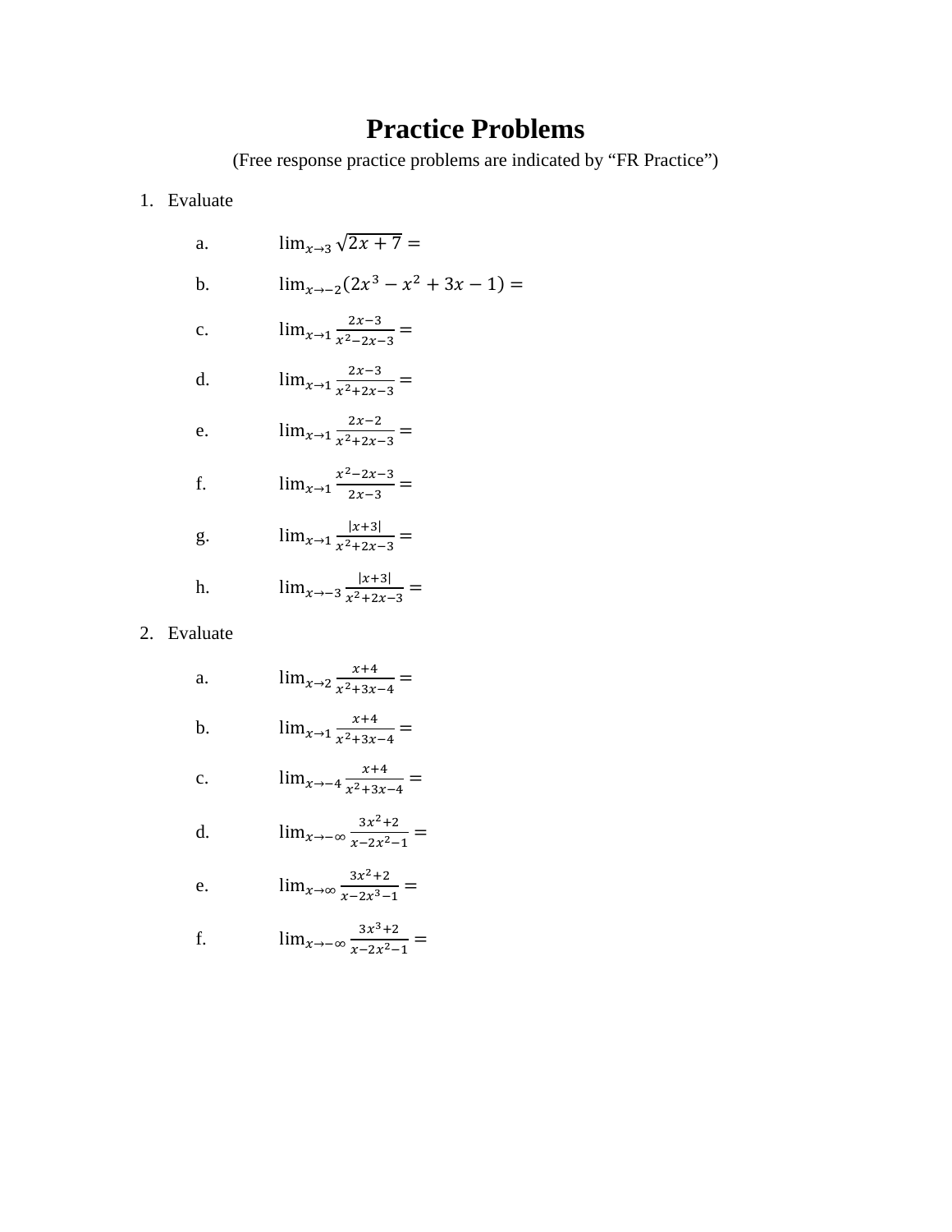# Practice Problems

(Free response practice problems are indicated by "FR Practice")

1. Evaluate

   a. $\lim_{x \to 3} \sqrt{2x+7} =$

   b. $\lim_{x \to -2} (2x^3 - x^2 + 3x - 1) =$

   c. $\lim_{x \to 1} \frac{2x-3}{x^2-2x-3} =$

   d. $\lim_{x \to 1} \frac{2x-3}{x^2+2x-3} =$

   e. $\lim_{x \to 1} \frac{2x-2}{x^2+2x-3} =$

   f. $\lim_{x \to 1} \frac{x^2-2x-3}{2x-3} =$

   g. $\lim_{x \to 1} \frac{|x+3|}{x^2+2x-3} =$

   h. $\lim_{x \to -3} \frac{|x+3|}{x^2+2x-3} =$

2. Evaluate

   a. $\lim_{x \to 2} \frac{x+4}{x^2+3x-4} =$

   b. $\lim_{x \to 1} \frac{x+4}{x^2+3x-4} =$

   c. $\lim_{x \to -4} \frac{x+4}{x^2+3x-4} =$

   d. $\lim_{x \to -\infty} \frac{3x^2+2}{x-2x^2-1} =$

   e. $\lim_{x \to \infty} \frac{3x^2+2}{x-2x^3-1} =$

   f. $\lim_{x \to -\infty} \frac{3x^3+2}{x-2x^2-1} =$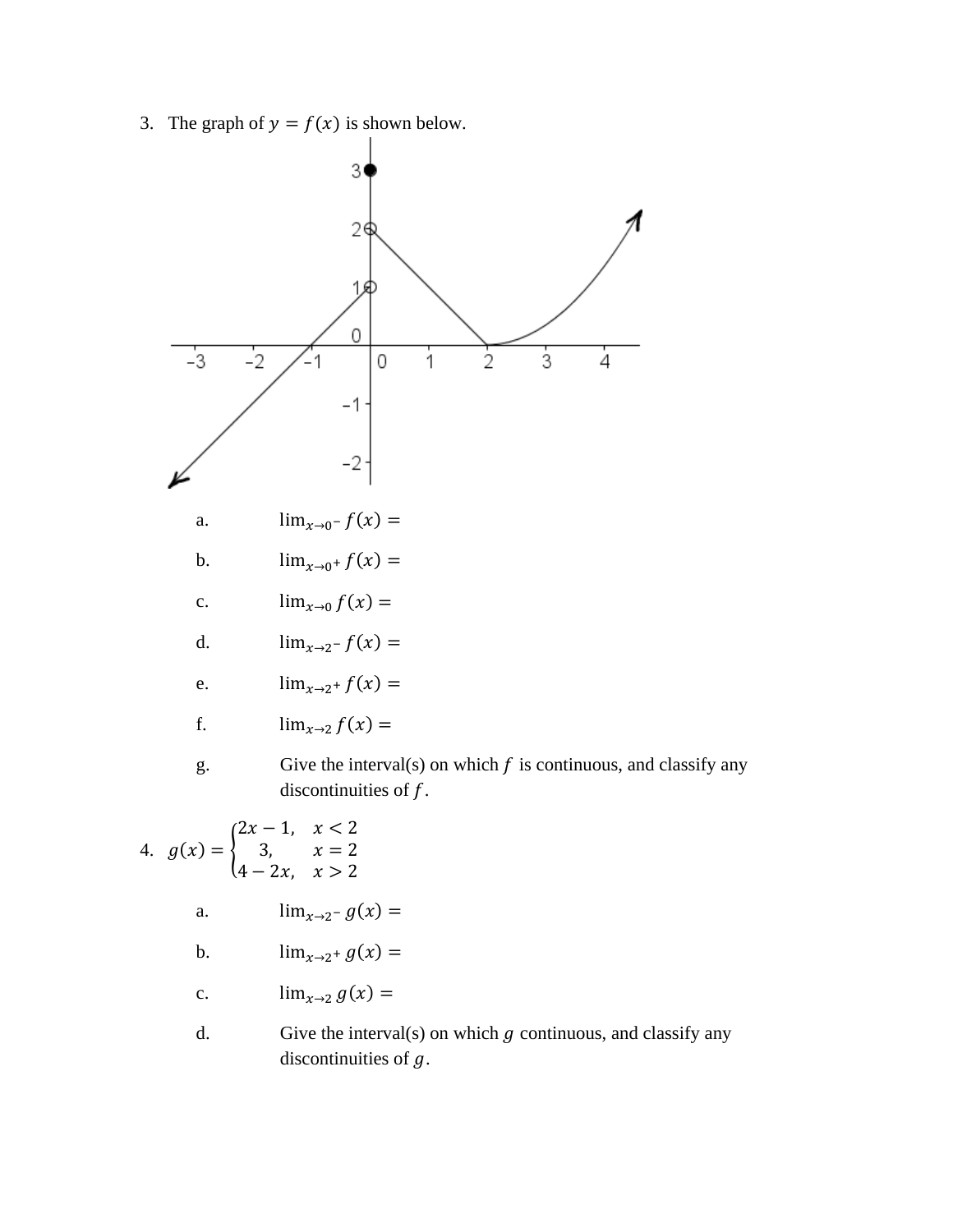3. The graph of $y = f(x)$ is shown below.

   a. $\lim_{x \to 0^-} f(x) =$

   b. $\lim_{x \to 0^+} f(x) =$

   c. $\lim_{x \to 0} f(x) =$

   d. $\lim_{x \to 2^-} f(x) =$

   e. $\lim_{x \to 2^+} f(x) =$

   f. $\lim_{x \to 2} f(x) =$

   g. Give the interval(s) on which $f$ is continuous, and classify any discontinuities of $f$.

4. $g(x) = \begin{cases} 2x - 1, & x < 2 \\ 3, & x = 2 \\ 4 - 2x, & x > 2 \end{cases}$

   a. $\lim_{x \to 2^-} g(x) =$

   b. $\lim_{x \to 2^+} g(x) =$

   c. $\lim_{x \to 2} g(x) =$

   d. Give the interval(s) on which $g$ continuous, and classify any discontinuities of $g$.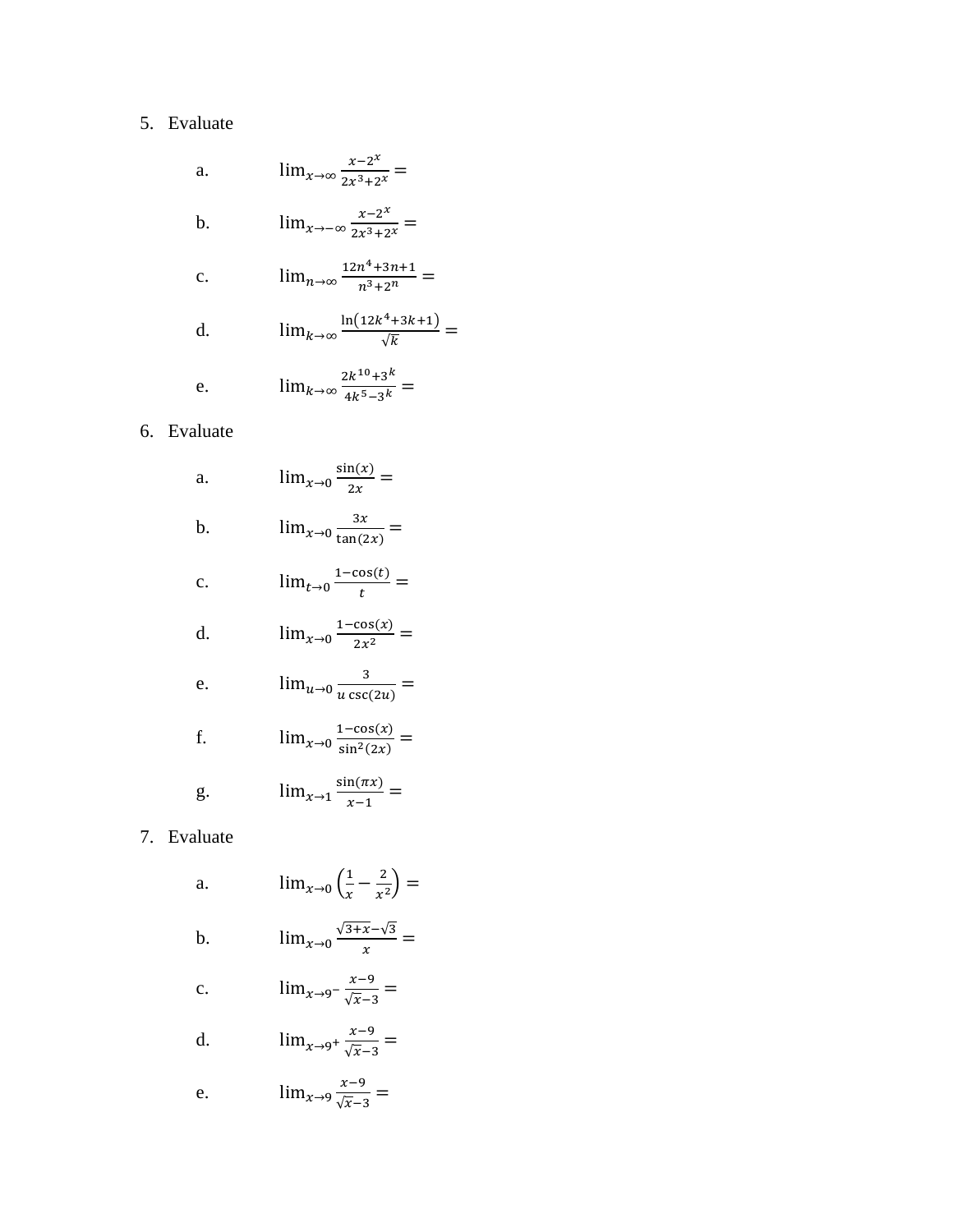5. Evaluate

   a. $\lim_{x\to\infty} \frac{x-2^x}{2x^3+2^x} =$

   b. $\lim_{x\to-\infty} \frac{x-2^x}{2x^3+2^x} =$

   c. $\lim_{n\to\infty} \frac{12n^4+3n+1}{n^3+2^n} =$

   d. $\lim_{k\to\infty} \frac{\ln(12k^4+3k+1)}{\sqrt{k}} =$

   e. $\lim_{k\to\infty} \frac{2k^{10}+3^k}{4k^5-3^k} =$

6. Evaluate

   a. $\lim_{x\to 0} \frac{\sin(x)}{2x} =$

   b. $\lim_{x\to 0} \frac{3x}{\tan(2x)} =$

   c. $\lim_{t\to 0} \frac{1-\cos(t)}{t} =$

   d. $\lim_{x\to 0} \frac{1-\cos(x)}{2x^2} =$

   e. $\lim_{u\to 0} \frac{3}{u\csc(2u)} =$

   f. $\lim_{x\to 0} \frac{1-\cos(x)}{\sin^2(2x)} =$

   g. $\lim_{x\to 1} \frac{\sin(\pi x)}{x-1} =$

7. Evaluate

   a. $\lim_{x\to 0} \left(\frac{1}{x} - \frac{2}{x^2}\right) =$

   b. $\lim_{x\to 0} \frac{\sqrt{3+x}-\sqrt{3}}{x} =$

   c. $\lim_{x\to 9^-} \frac{x-9}{\sqrt{x}-3} =$

   d. $\lim_{x\to 9^+} \frac{x-9}{\sqrt{x}-3} =$

   e. $\lim_{x\to 9} \frac{x-9}{\sqrt{x}-3} =$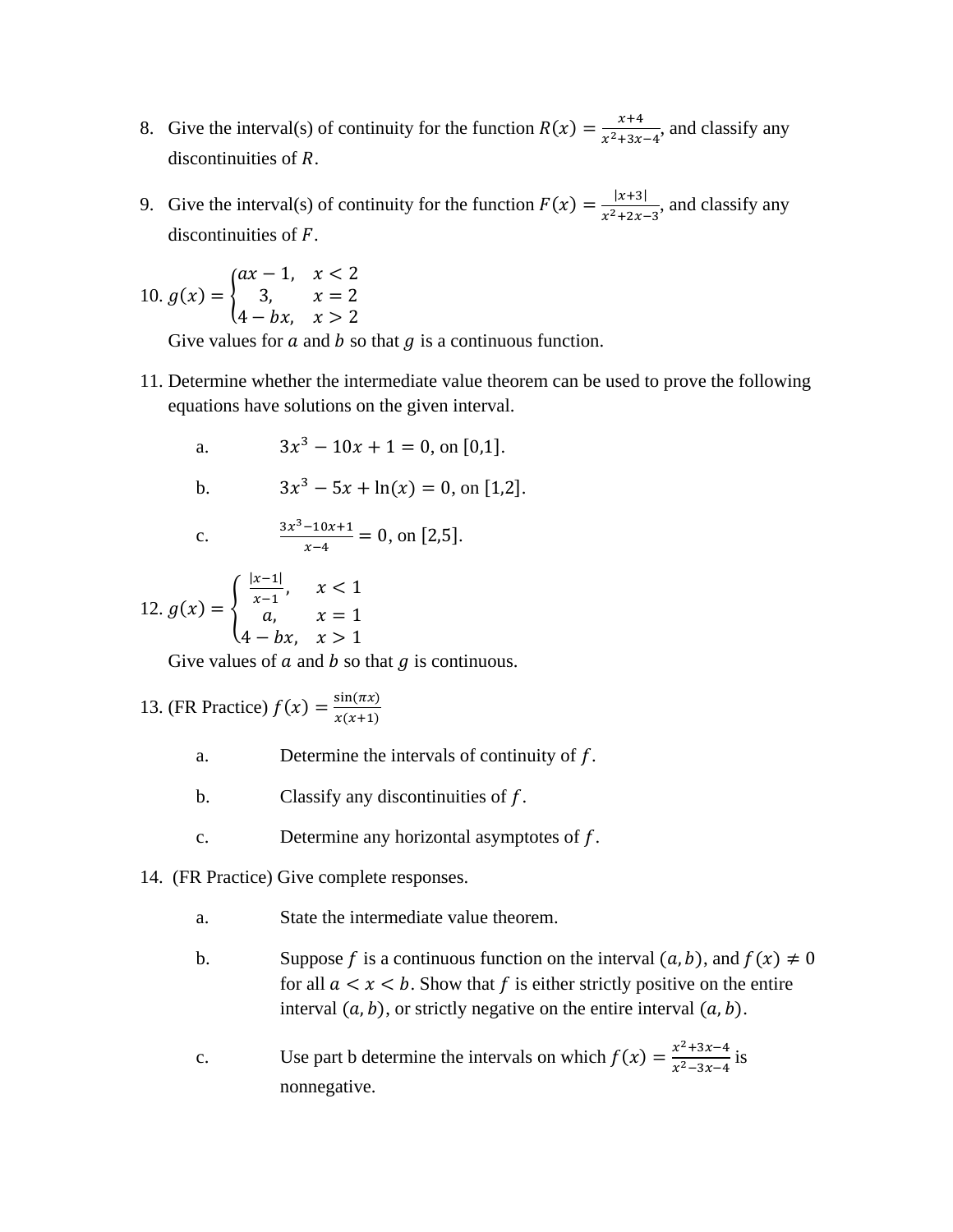8. Give the interval(s) of continuity for the function $R(x) = \frac{x+4}{x^2+3x-4}$, and classify any discontinuities of $R$.

9. Give the interval(s) of continuity for the function $F(x) = \frac{|x+3|}{x^2+2x-3}$, and classify any discontinuities of $F$.

10. $g(x) = \begin{cases} ax - 1, & x < 2 \\ 3, & x = 2 \\ 4 - bx, & x > 2 \end{cases}$

    Give values for $a$ and $b$ so that $g$ is a continuous function.

11. Determine whether the intermediate value theorem can be used to prove the following equations have solutions on the given interval.

    a. $3x^3 - 10x + 1 = 0$, on $[0,1]$.

    b. $3x^3 - 5x + \ln(x) = 0$, on $[1,2]$.

    c. $\frac{3x^3-10x+1}{x-4} = 0$, on $[2,5]$.

12. $g(x) = \begin{cases} \frac{|x-1|}{x-1}, & x < 1 \\ a, & x = 1 \\ 4 - bx, & x > 1 \end{cases}$

    Give values of $a$ and $b$ so that $g$ is continuous.

13. (FR Practice) $f(x) = \frac{\sin(\pi x)}{x(x+1)}$

    a. Determine the intervals of continuity of $f$.

    b. Classify any discontinuities of $f$.

    c. Determine any horizontal asymptotes of $f$.

14. (FR Practice) Give complete responses.

    a. State the intermediate value theorem.

    b. Suppose $f$ is a continuous function on the interval $(a,b)$, and $f(x) \neq 0$ for all $a < x < b$. Show that $f$ is either strictly positive on the entire interval $(a,b)$, or strictly negative on the entire interval $(a,b)$.

    c. Use part b determine the intervals on which $f(x) = \frac{x^2+3x-4}{x^2-3x-4}$ is nonnegative.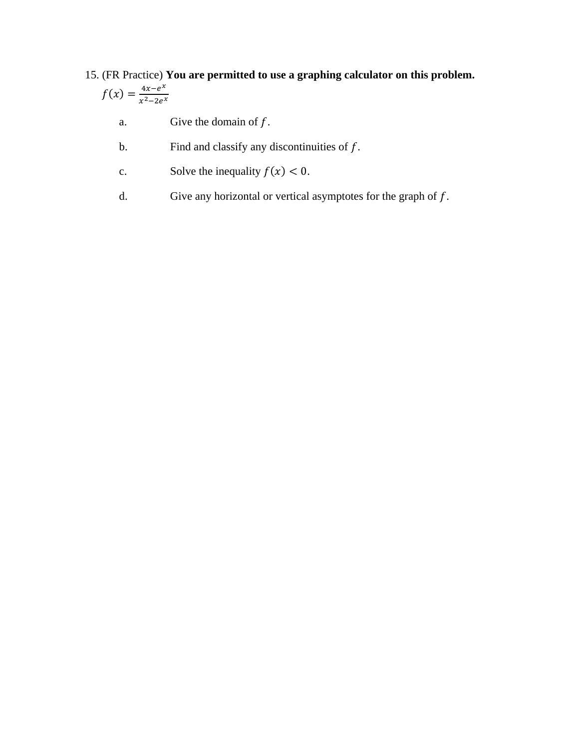15. (FR Practice) **You are permitted to use a graphing calculator on this problem.**

$f(x) = \frac{4x - e^x}{x^2 - 2e^x}$

a. Give the domain of $f$.

b. Find and classify any discontinuities of $f$.

c. Solve the inequality $f(x) < 0$.

d. Give any horizontal or vertical asymptotes for the graph of $f$.